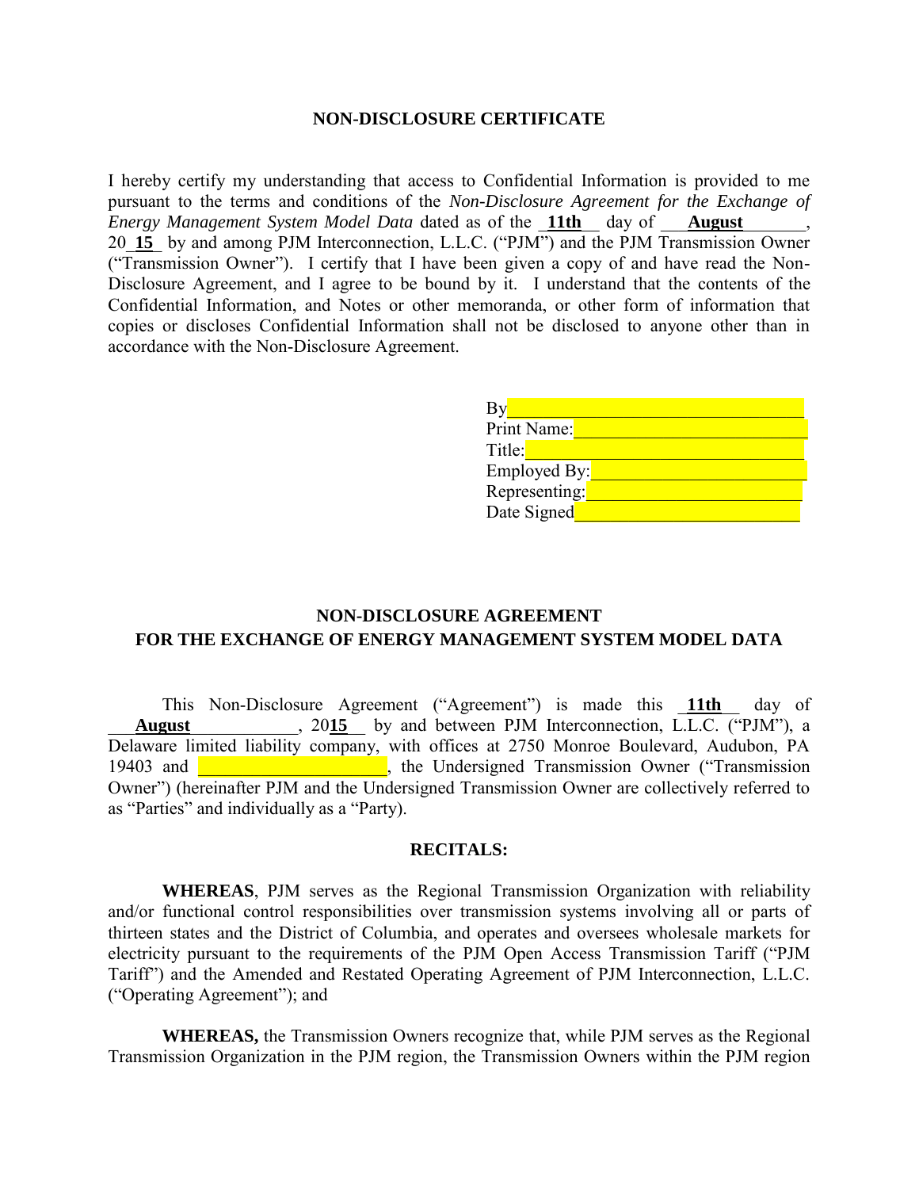## NON-DISCLOSURE CERTIFICATE

I hereby certify my understanding that access to Confidential Information is provided to me pursuant to the terms and conditions of the *Non-Disclosure Agreement for the Exchange of Energy Management System Model Data* dated as of the **11th** day of **August**, 20**15** by and among PJM Interconnection, L.L.C. ("PJM") and the PJM Transmission Owner ("Transmission Owner"). I certify that I have been given a copy of and have read the Non-Disclosure Agreement, and I agree to be bound by it. I understand that the contents of the Confidential Information, and Notes or other memoranda, or other form of information that copies or discloses Confidential Information shall not be disclosed to anyone other than in accordance with the Non-Disclosure Agreement.

By_______________________________

Print Name:_______________________

Title:____________________________

Employed By:_____________________

Representing:_____________________

Date Signed_______________________

## NON-DISCLOSURE AGREEMENT FOR THE EXCHANGE OF ENERGY MANAGEMENT SYSTEM MODEL DATA

This Non-Disclosure Agreement ("Agreement") is made this **11th** day of **August**, 20**15** by and between PJM Interconnection, L.L.C. ("PJM"), a Delaware limited liability company, with offices at 2750 Monroe Boulevard, Audubon, PA 19403 and ____________________, the Undersigned Transmission Owner ("Transmission Owner") (hereinafter PJM and the Undersigned Transmission Owner are collectively referred to as "Parties" and individually as a "Party).

### RECITALS:

**WHEREAS**, PJM serves as the Regional Transmission Organization with reliability and/or functional control responsibilities over transmission systems involving all or parts of thirteen states and the District of Columbia, and operates and oversees wholesale markets for electricity pursuant to the requirements of the PJM Open Access Transmission Tariff ("PJM Tariff") and the Amended and Restated Operating Agreement of PJM Interconnection, L.L.C. ("Operating Agreement"); and

**WHEREAS,** the Transmission Owners recognize that, while PJM serves as the Regional Transmission Organization in the PJM region, the Transmission Owners within the PJM region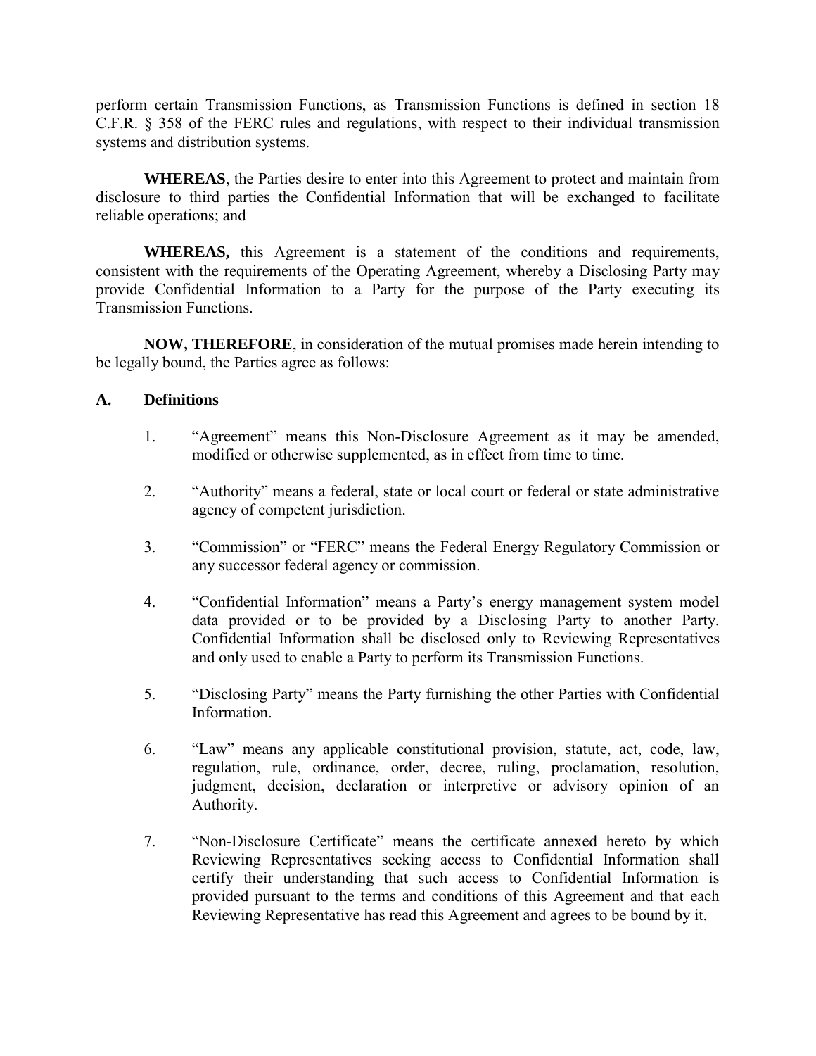perform certain Transmission Functions, as Transmission Functions is defined in section 18 C.F.R. § 358 of the FERC rules and regulations, with respect to their individual transmission systems and distribution systems.

**WHEREAS**, the Parties desire to enter into this Agreement to protect and maintain from disclosure to third parties the Confidential Information that will be exchanged to facilitate reliable operations; and

**WHEREAS,** this Agreement is a statement of the conditions and requirements, consistent with the requirements of the Operating Agreement, whereby a Disclosing Party may provide Confidential Information to a Party for the purpose of the Party executing its Transmission Functions.

**NOW, THEREFORE**, in consideration of the mutual promises made herein intending to be legally bound, the Parties agree as follows:

## A. Definitions

1. "Agreement" means this Non-Disclosure Agreement as it may be amended, modified or otherwise supplemented, as in effect from time to time.

2. "Authority" means a federal, state or local court or federal or state administrative agency of competent jurisdiction.

3. "Commission" or "FERC" means the Federal Energy Regulatory Commission or any successor federal agency or commission.

4. "Confidential Information" means a Party's energy management system model data provided or to be provided by a Disclosing Party to another Party. Confidential Information shall be disclosed only to Reviewing Representatives and only used to enable a Party to perform its Transmission Functions.

5. "Disclosing Party" means the Party furnishing the other Parties with Confidential Information.

6. "Law" means any applicable constitutional provision, statute, act, code, law, regulation, rule, ordinance, order, decree, ruling, proclamation, resolution, judgment, decision, declaration or interpretive or advisory opinion of an Authority.

7. "Non-Disclosure Certificate" means the certificate annexed hereto by which Reviewing Representatives seeking access to Confidential Information shall certify their understanding that such access to Confidential Information is provided pursuant to the terms and conditions of this Agreement and that each Reviewing Representative has read this Agreement and agrees to be bound by it.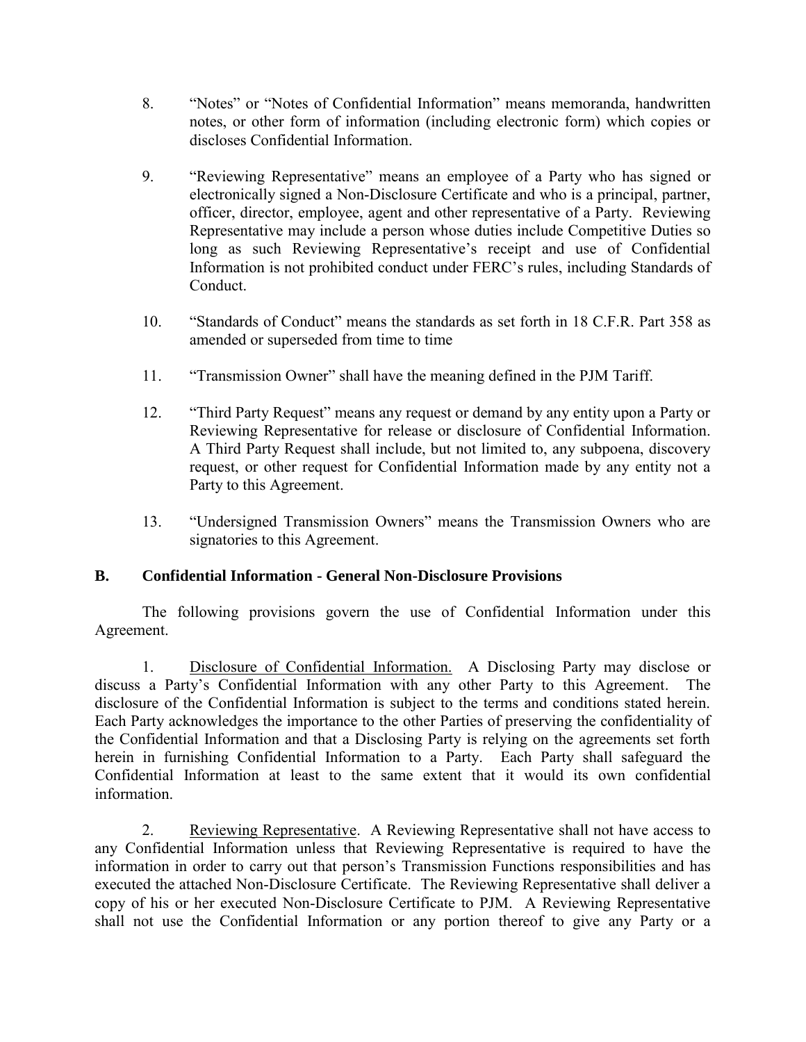8. "Notes" or "Notes of Confidential Information" means memoranda, handwritten notes, or other form of information (including electronic form) which copies or discloses Confidential Information.

9. "Reviewing Representative" means an employee of a Party who has signed or electronically signed a Non-Disclosure Certificate and who is a principal, partner, officer, director, employee, agent and other representative of a Party. Reviewing Representative may include a person whose duties include Competitive Duties so long as such Reviewing Representative's receipt and use of Confidential Information is not prohibited conduct under FERC's rules, including Standards of Conduct.

10. "Standards of Conduct" means the standards as set forth in 18 C.F.R. Part 358 as amended or superseded from time to time

11. "Transmission Owner" shall have the meaning defined in the PJM Tariff.

12. "Third Party Request" means any request or demand by any entity upon a Party or Reviewing Representative for release or disclosure of Confidential Information. A Third Party Request shall include, but not limited to, any subpoena, discovery request, or other request for Confidential Information made by any entity not a Party to this Agreement.

13. "Undersigned Transmission Owners" means the Transmission Owners who are signatories to this Agreement.

## B. Confidential Information - General Non-Disclosure Provisions

The following provisions govern the use of Confidential Information under this Agreement.

1. Disclosure of Confidential Information. A Disclosing Party may disclose or discuss a Party's Confidential Information with any other Party to this Agreement. The disclosure of the Confidential Information is subject to the terms and conditions stated herein. Each Party acknowledges the importance to the other Parties of preserving the confidentiality of the Confidential Information and that a Disclosing Party is relying on the agreements set forth herein in furnishing Confidential Information to a Party. Each Party shall safeguard the Confidential Information at least to the same extent that it would its own confidential information.

2. Reviewing Representative. A Reviewing Representative shall not have access to any Confidential Information unless that Reviewing Representative is required to have the information in order to carry out that person's Transmission Functions responsibilities and has executed the attached Non-Disclosure Certificate. The Reviewing Representative shall deliver a copy of his or her executed Non-Disclosure Certificate to PJM. A Reviewing Representative shall not use the Confidential Information or any portion thereof to give any Party or a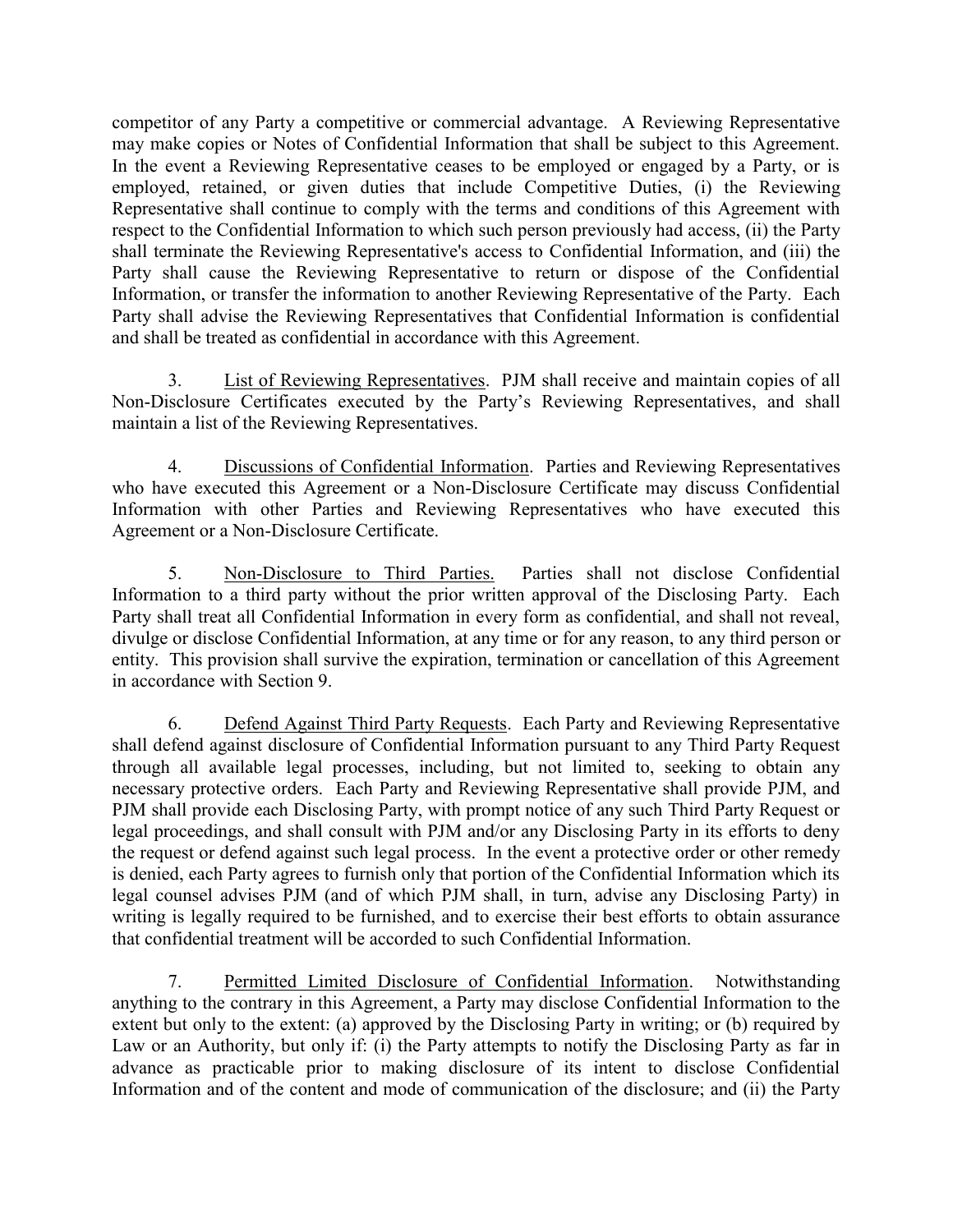competitor of any Party a competitive or commercial advantage. A Reviewing Representative may make copies or Notes of Confidential Information that shall be subject to this Agreement. In the event a Reviewing Representative ceases to be employed or engaged by a Party, or is employed, retained, or given duties that include Competitive Duties, (i) the Reviewing Representative shall continue to comply with the terms and conditions of this Agreement with respect to the Confidential Information to which such person previously had access, (ii) the Party shall terminate the Reviewing Representative's access to Confidential Information, and (iii) the Party shall cause the Reviewing Representative to return or dispose of the Confidential Information, or transfer the information to another Reviewing Representative of the Party. Each Party shall advise the Reviewing Representatives that Confidential Information is confidential and shall be treated as confidential in accordance with this Agreement.

3. List of Reviewing Representatives. PJM shall receive and maintain copies of all Non-Disclosure Certificates executed by the Party's Reviewing Representatives, and shall maintain a list of the Reviewing Representatives.

4. Discussions of Confidential Information. Parties and Reviewing Representatives who have executed this Agreement or a Non-Disclosure Certificate may discuss Confidential Information with other Parties and Reviewing Representatives who have executed this Agreement or a Non-Disclosure Certificate.

5. Non-Disclosure to Third Parties. Parties shall not disclose Confidential Information to a third party without the prior written approval of the Disclosing Party. Each Party shall treat all Confidential Information in every form as confidential, and shall not reveal, divulge or disclose Confidential Information, at any time or for any reason, to any third person or entity. This provision shall survive the expiration, termination or cancellation of this Agreement in accordance with Section 9.

6. Defend Against Third Party Requests. Each Party and Reviewing Representative shall defend against disclosure of Confidential Information pursuant to any Third Party Request through all available legal processes, including, but not limited to, seeking to obtain any necessary protective orders. Each Party and Reviewing Representative shall provide PJM, and PJM shall provide each Disclosing Party, with prompt notice of any such Third Party Request or legal proceedings, and shall consult with PJM and/or any Disclosing Party in its efforts to deny the request or defend against such legal process. In the event a protective order or other remedy is denied, each Party agrees to furnish only that portion of the Confidential Information which its legal counsel advises PJM (and of which PJM shall, in turn, advise any Disclosing Party) in writing is legally required to be furnished, and to exercise their best efforts to obtain assurance that confidential treatment will be accorded to such Confidential Information.

7. Permitted Limited Disclosure of Confidential Information. Notwithstanding anything to the contrary in this Agreement, a Party may disclose Confidential Information to the extent but only to the extent: (a) approved by the Disclosing Party in writing; or (b) required by Law or an Authority, but only if: (i) the Party attempts to notify the Disclosing Party as far in advance as practicable prior to making disclosure of its intent to disclose Confidential Information and of the content and mode of communication of the disclosure; and (ii) the Party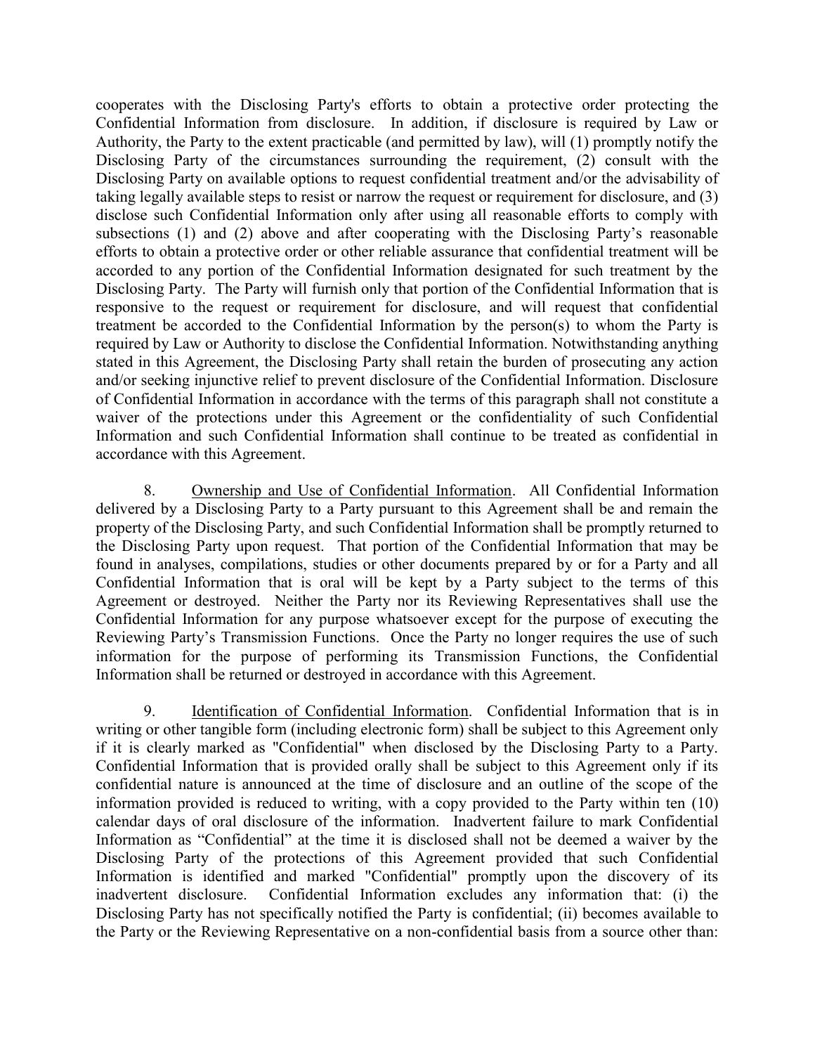cooperates with the Disclosing Party's efforts to obtain a protective order protecting the Confidential Information from disclosure. In addition, if disclosure is required by Law or Authority, the Party to the extent practicable (and permitted by law), will (1) promptly notify the Disclosing Party of the circumstances surrounding the requirement, (2) consult with the Disclosing Party on available options to request confidential treatment and/or the advisability of taking legally available steps to resist or narrow the request or requirement for disclosure, and (3) disclose such Confidential Information only after using all reasonable efforts to comply with subsections (1) and (2) above and after cooperating with the Disclosing Party's reasonable efforts to obtain a protective order or other reliable assurance that confidential treatment will be accorded to any portion of the Confidential Information designated for such treatment by the Disclosing Party. The Party will furnish only that portion of the Confidential Information that is responsive to the request or requirement for disclosure, and will request that confidential treatment be accorded to the Confidential Information by the person(s) to whom the Party is required by Law or Authority to disclose the Confidential Information. Notwithstanding anything stated in this Agreement, the Disclosing Party shall retain the burden of prosecuting any action and/or seeking injunctive relief to prevent disclosure of the Confidential Information. Disclosure of Confidential Information in accordance with the terms of this paragraph shall not constitute a waiver of the protections under this Agreement or the confidentiality of such Confidential Information and such Confidential Information shall continue to be treated as confidential in accordance with this Agreement.

8. Ownership and Use of Confidential Information. All Confidential Information delivered by a Disclosing Party to a Party pursuant to this Agreement shall be and remain the property of the Disclosing Party, and such Confidential Information shall be promptly returned to the Disclosing Party upon request. That portion of the Confidential Information that may be found in analyses, compilations, studies or other documents prepared by or for a Party and all Confidential Information that is oral will be kept by a Party subject to the terms of this Agreement or destroyed. Neither the Party nor its Reviewing Representatives shall use the Confidential Information for any purpose whatsoever except for the purpose of executing the Reviewing Party's Transmission Functions. Once the Party no longer requires the use of such information for the purpose of performing its Transmission Functions, the Confidential Information shall be returned or destroyed in accordance with this Agreement.

9. Identification of Confidential Information. Confidential Information that is in writing or other tangible form (including electronic form) shall be subject to this Agreement only if it is clearly marked as "Confidential" when disclosed by the Disclosing Party to a Party. Confidential Information that is provided orally shall be subject to this Agreement only if its confidential nature is announced at the time of disclosure and an outline of the scope of the information provided is reduced to writing, with a copy provided to the Party within ten (10) calendar days of oral disclosure of the information. Inadvertent failure to mark Confidential Information as "Confidential" at the time it is disclosed shall not be deemed a waiver by the Disclosing Party of the protections of this Agreement provided that such Confidential Information is identified and marked "Confidential" promptly upon the discovery of its inadvertent disclosure. Confidential Information excludes any information that: (i) the Disclosing Party has not specifically notified the Party is confidential; (ii) becomes available to the Party or the Reviewing Representative on a non-confidential basis from a source other than: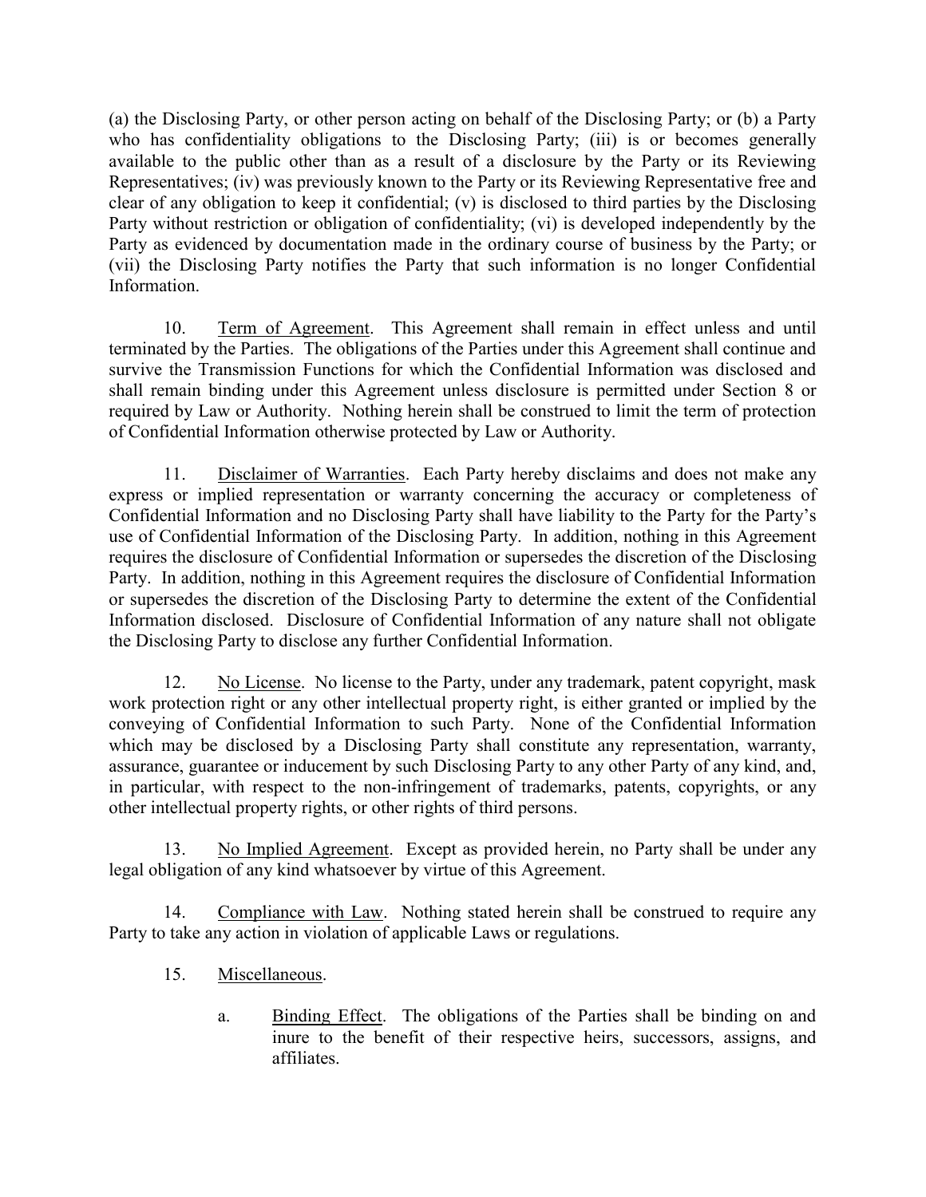(a) the Disclosing Party, or other person acting on behalf of the Disclosing Party; or (b) a Party who has confidentiality obligations to the Disclosing Party; (iii) is or becomes generally available to the public other than as a result of a disclosure by the Party or its Reviewing Representatives; (iv) was previously known to the Party or its Reviewing Representative free and clear of any obligation to keep it confidential; (v) is disclosed to third parties by the Disclosing Party without restriction or obligation of confidentiality; (vi) is developed independently by the Party as evidenced by documentation made in the ordinary course of business by the Party; or (vii) the Disclosing Party notifies the Party that such information is no longer Confidential Information.

10. Term of Agreement. This Agreement shall remain in effect unless and until terminated by the Parties. The obligations of the Parties under this Agreement shall continue and survive the Transmission Functions for which the Confidential Information was disclosed and shall remain binding under this Agreement unless disclosure is permitted under Section 8 or required by Law or Authority. Nothing herein shall be construed to limit the term of protection of Confidential Information otherwise protected by Law or Authority.

11. Disclaimer of Warranties. Each Party hereby disclaims and does not make any express or implied representation or warranty concerning the accuracy or completeness of Confidential Information and no Disclosing Party shall have liability to the Party for the Party's use of Confidential Information of the Disclosing Party. In addition, nothing in this Agreement requires the disclosure of Confidential Information or supersedes the discretion of the Disclosing Party. In addition, nothing in this Agreement requires the disclosure of Confidential Information or supersedes the discretion of the Disclosing Party to determine the extent of the Confidential Information disclosed. Disclosure of Confidential Information of any nature shall not obligate the Disclosing Party to disclose any further Confidential Information.

12. No License. No license to the Party, under any trademark, patent copyright, mask work protection right or any other intellectual property right, is either granted or implied by the conveying of Confidential Information to such Party. None of the Confidential Information which may be disclosed by a Disclosing Party shall constitute any representation, warranty, assurance, guarantee or inducement by such Disclosing Party to any other Party of any kind, and, in particular, with respect to the non-infringement of trademarks, patents, copyrights, or any other intellectual property rights, or other rights of third persons.

13. No Implied Agreement. Except as provided herein, no Party shall be under any legal obligation of any kind whatsoever by virtue of this Agreement.

14. Compliance with Law. Nothing stated herein shall be construed to require any Party to take any action in violation of applicable Laws or regulations.

15. Miscellaneous.

a. Binding Effect. The obligations of the Parties shall be binding on and inure to the benefit of their respective heirs, successors, assigns, and affiliates.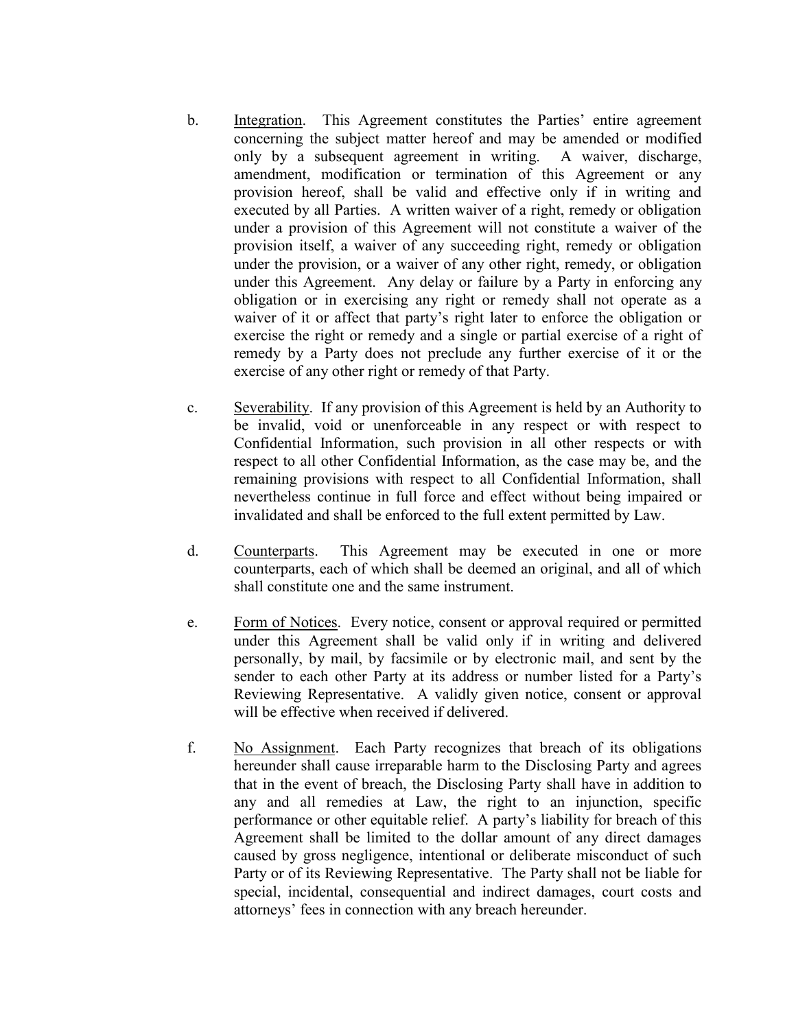b. Integration. This Agreement constitutes the Parties' entire agreement concerning the subject matter hereof and may be amended or modified only by a subsequent agreement in writing. A waiver, discharge, amendment, modification or termination of this Agreement or any provision hereof, shall be valid and effective only if in writing and executed by all Parties. A written waiver of a right, remedy or obligation under a provision of this Agreement will not constitute a waiver of the provision itself, a waiver of any succeeding right, remedy or obligation under the provision, or a waiver of any other right, remedy, or obligation under this Agreement. Any delay or failure by a Party in enforcing any obligation or in exercising any right or remedy shall not operate as a waiver of it or affect that party's right later to enforce the obligation or exercise the right or remedy and a single or partial exercise of a right of remedy by a Party does not preclude any further exercise of it or the exercise of any other right or remedy of that Party.

c. Severability. If any provision of this Agreement is held by an Authority to be invalid, void or unenforceable in any respect or with respect to Confidential Information, such provision in all other respects or with respect to all other Confidential Information, as the case may be, and the remaining provisions with respect to all Confidential Information, shall nevertheless continue in full force and effect without being impaired or invalidated and shall be enforced to the full extent permitted by Law.

d. Counterparts. This Agreement may be executed in one or more counterparts, each of which shall be deemed an original, and all of which shall constitute one and the same instrument.

e. Form of Notices. Every notice, consent or approval required or permitted under this Agreement shall be valid only if in writing and delivered personally, by mail, by facsimile or by electronic mail, and sent by the sender to each other Party at its address or number listed for a Party's Reviewing Representative. A validly given notice, consent or approval will be effective when received if delivered.

f. No Assignment. Each Party recognizes that breach of its obligations hereunder shall cause irreparable harm to the Disclosing Party and agrees that in the event of breach, the Disclosing Party shall have in addition to any and all remedies at Law, the right to an injunction, specific performance or other equitable relief. A party's liability for breach of this Agreement shall be limited to the dollar amount of any direct damages caused by gross negligence, intentional or deliberate misconduct of such Party or of its Reviewing Representative. The Party shall not be liable for special, incidental, consequential and indirect damages, court costs and attorneys' fees in connection with any breach hereunder.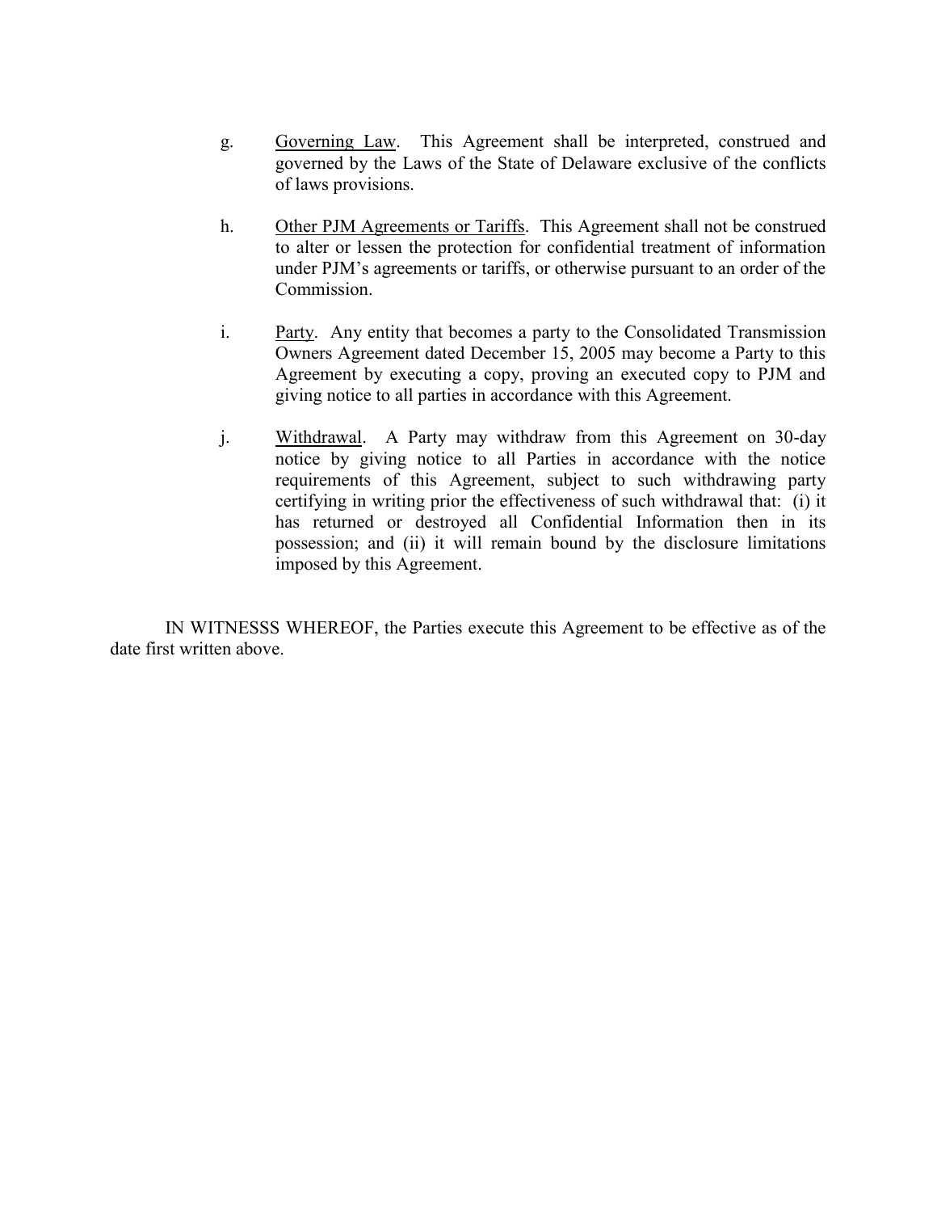g. Governing Law. This Agreement shall be interpreted, construed and governed by the Laws of the State of Delaware exclusive of the conflicts of laws provisions.

h. Other PJM Agreements or Tariffs. This Agreement shall not be construed to alter or lessen the protection for confidential treatment of information under PJM's agreements or tariffs, or otherwise pursuant to an order of the Commission.

i. Party. Any entity that becomes a party to the Consolidated Transmission Owners Agreement dated December 15, 2005 may become a Party to this Agreement by executing a copy, proving an executed copy to PJM and giving notice to all parties in accordance with this Agreement.

j. Withdrawal. A Party may withdraw from this Agreement on 30-day notice by giving notice to all Parties in accordance with the notice requirements of this Agreement, subject to such withdrawing party certifying in writing prior the effectiveness of such withdrawal that: (i) it has returned or destroyed all Confidential Information then in its possession; and (ii) it will remain bound by the disclosure limitations imposed by this Agreement.

IN WITNESSS WHEREOF, the Parties execute this Agreement to be effective as of the date first written above.